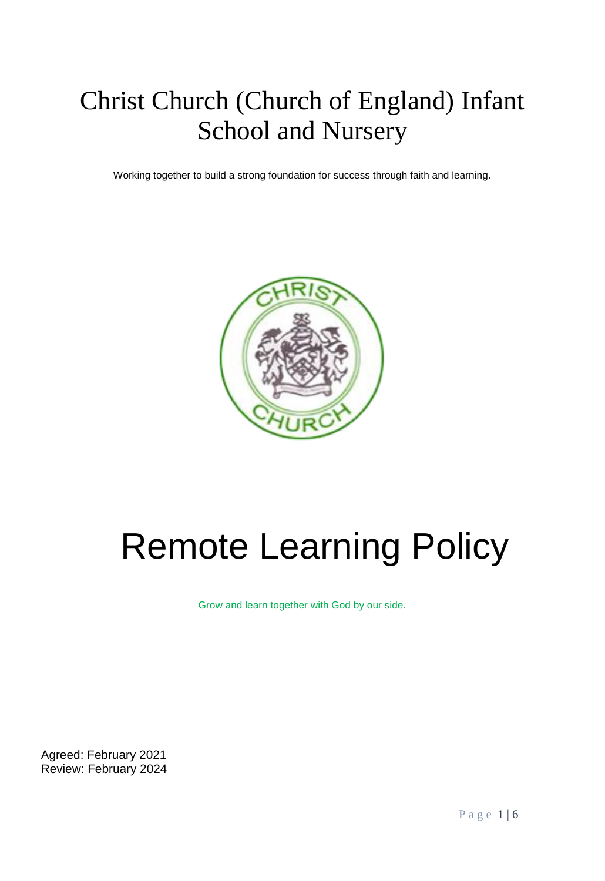# Christ Church (Church of England) Infant School and Nursery

Working together to build a strong foundation for success through faith and learning.

# Remote Learning Policy

Grow and learn together with God by our side.

Agreed: February 2021
Review: February 2024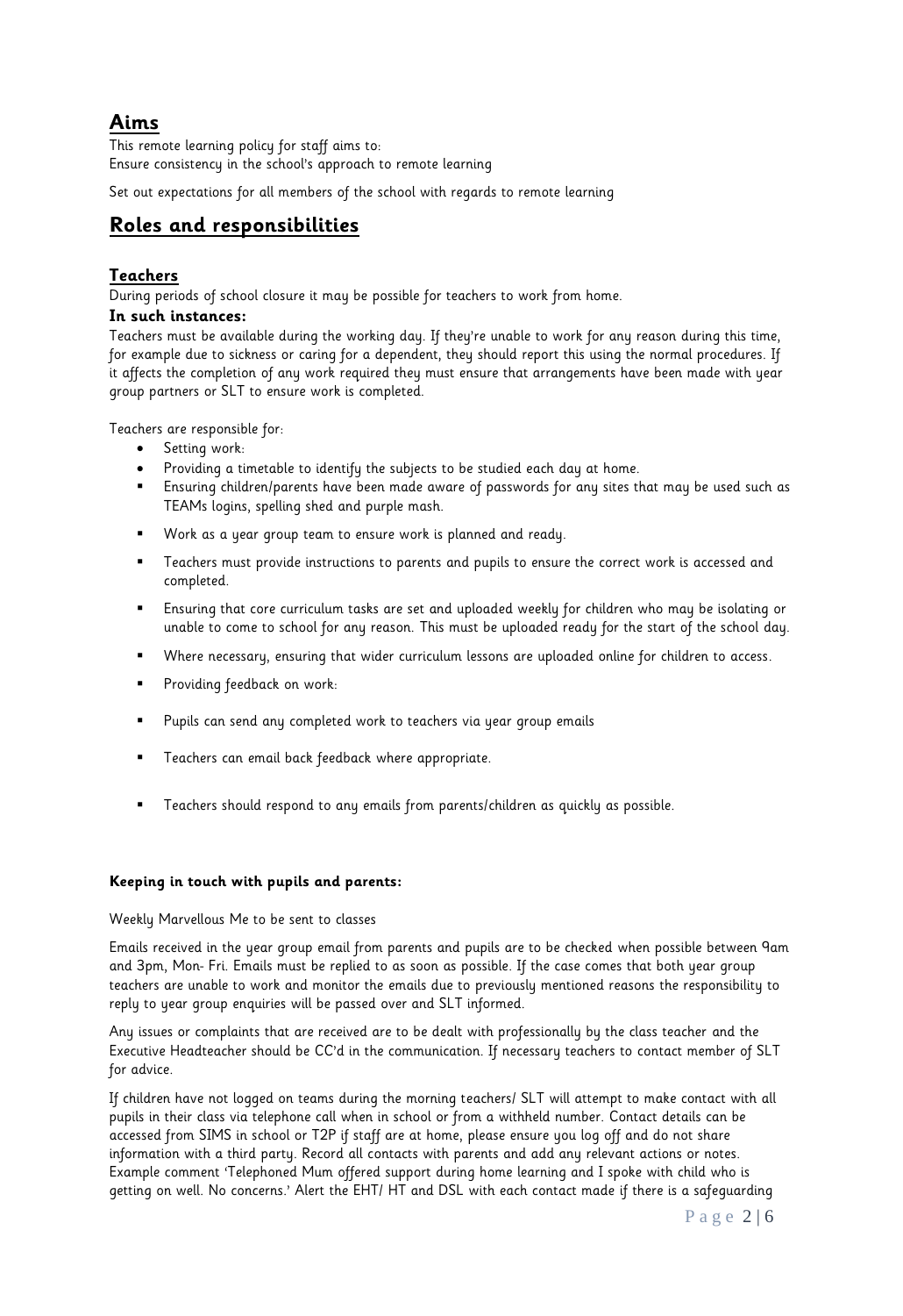## Aims

This remote learning policy for staff aims to:
Ensure consistency in the school's approach to remote learning

Set out expectations for all members of the school with regards to remote learning

## Roles and responsibilities

### Teachers

During periods of school closure it may be possible for teachers to work from home.

**In such instances:**

Teachers must be available during the working day. If they're unable to work for any reason during this time, for example due to sickness or caring for a dependent, they should report this using the normal procedures. If it affects the completion of any work required they must ensure that arrangements have been made with year group partners or SLT to ensure work is completed.

Teachers are responsible for:

- Setting work:
- Providing a timetable to identify the subjects to be studied each day at home.
- Ensuring children/parents have been made aware of passwords for any sites that may be used such as TEAMs logins, spelling shed and purple mash.
- Work as a year group team to ensure work is planned and ready.
- Teachers must provide instructions to parents and pupils to ensure the correct work is accessed and completed.
- Ensuring that core curriculum tasks are set and uploaded weekly for children who may be isolating or unable to come to school for any reason. This must be uploaded ready for the start of the school day.
- Where necessary, ensuring that wider curriculum lessons are uploaded online for children to access.
- Providing feedback on work:
- Pupils can send any completed work to teachers via year group emails
- Teachers can email back feedback where appropriate.
- Teachers should respond to any emails from parents/children as quickly as possible.

**Keeping in touch with pupils and parents:**

Weekly Marvellous Me to be sent to classes

Emails received in the year group email from parents and pupils are to be checked when possible between 9am and 3pm, Mon- Fri. Emails must be replied to as soon as possible. If the case comes that both year group teachers are unable to work and monitor the emails due to previously mentioned reasons the responsibility to reply to year group enquiries will be passed over and SLT informed.

Any issues or complaints that are received are to be dealt with professionally by the class teacher and the Executive Headteacher should be CC'd in the communication. If necessary teachers to contact member of SLT for advice.

If children have not logged on teams during the morning teachers/ SLT will attempt to make contact with all pupils in their class via telephone call when in school or from a withheld number. Contact details can be accessed from SIMS in school or T2P if staff are at home, please ensure you log off and do not share information with a third party. Record all contacts with parents and add any relevant actions or notes. Example comment 'Telephoned Mum offered support during home learning and I spoke with child who is getting on well. No concerns.' Alert the EHT/ HT and DSL with each contact made if there is a safeguarding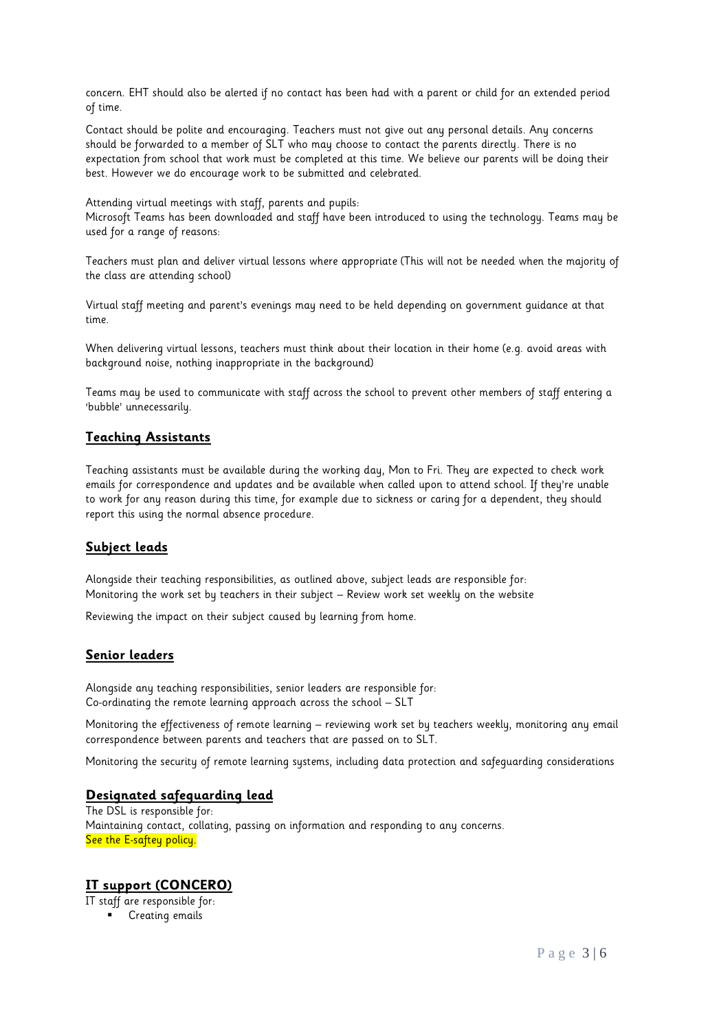concern. EHT should also be alerted if no contact has been had with a parent or child for an extended period of time.

Contact should be polite and encouraging. Teachers must not give out any personal details. Any concerns should be forwarded to a member of SLT who may choose to contact the parents directly. There is no expectation from school that work must be completed at this time. We believe our parents will be doing their best. However we do encourage work to be submitted and celebrated.

Attending virtual meetings with staff, parents and pupils:
Microsoft Teams has been downloaded and staff have been introduced to using the technology. Teams may be used for a range of reasons:

Teachers must plan and deliver virtual lessons where appropriate (This will not be needed when the majority of the class are attending school)

Virtual staff meeting and parent's evenings may need to be held depending on government guidance at that time.

When delivering virtual lessons, teachers must think about their location in their home (e.g. avoid areas with background noise, nothing inappropriate in the background)

Teams may be used to communicate with staff across the school to prevent other members of staff entering a 'bubble' unnecessarily.

## Teaching Assistants

Teaching assistants must be available during the working day, Mon to Fri. They are expected to check work emails for correspondence and updates and be available when called upon to attend school. If they're unable to work for any reason during this time, for example due to sickness or caring for a dependent, they should report this using the normal absence procedure.

## Subject leads

Alongside their teaching responsibilities, as outlined above, subject leads are responsible for:
Monitoring the work set by teachers in their subject – Review work set weekly on the website

Reviewing the impact on their subject caused by learning from home.

## Senior leaders

Alongside any teaching responsibilities, senior leaders are responsible for:
Co-ordinating the remote learning approach across the school – SLT

Monitoring the effectiveness of remote learning – reviewing work set by teachers weekly, monitoring any email correspondence between parents and teachers that are passed on to SLT.

Monitoring the security of remote learning systems, including data protection and safeguarding considerations

## Designated safeguarding lead

The DSL is responsible for:
Maintaining contact, collating, passing on information and responding to any concerns.
See the E-saftey policy.

## IT support (CONCERO)

IT staff are responsible for:

- Creating emails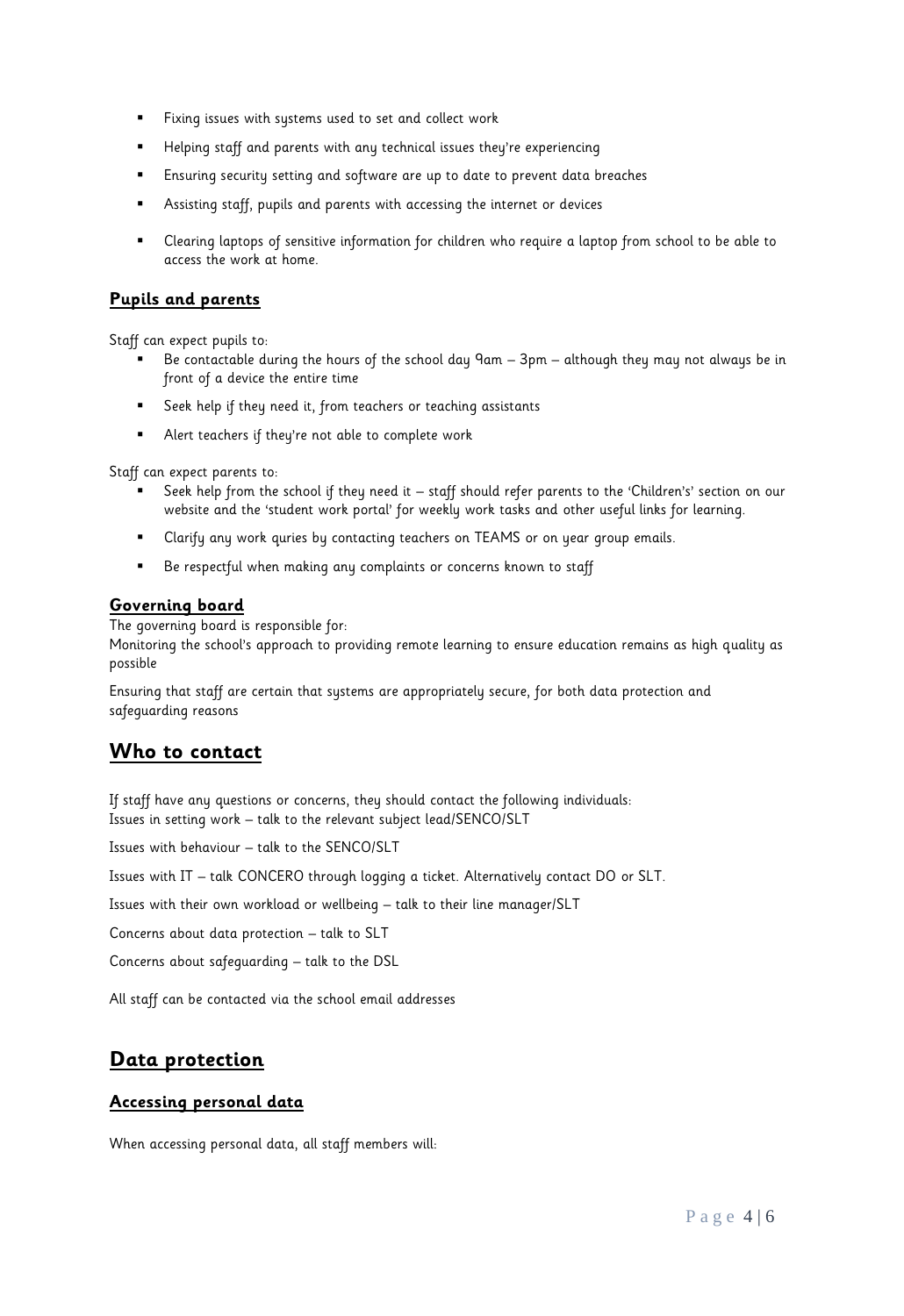- Fixing issues with systems used to set and collect work
- Helping staff and parents with any technical issues they're experiencing
- Ensuring security setting and software are up to date to prevent data breaches
- Assisting staff, pupils and parents with accessing the internet or devices
- Clearing laptops of sensitive information for children who require a laptop from school to be able to access the work at home.

### Pupils and parents

Staff can expect pupils to:

- Be contactable during the hours of the school day 9am – 3pm – although they may not always be in front of a device the entire time
- Seek help if they need it, from teachers or teaching assistants
- Alert teachers if they're not able to complete work

Staff can expect parents to:

- Seek help from the school if they need it – staff should refer parents to the 'Children's' section on our website and the 'student work portal' for weekly work tasks and other useful links for learning.
- Clarify any work quries by contacting teachers on TEAMS or on year group emails.
- Be respectful when making any complaints or concerns known to staff

### Governing board

The governing board is responsible for:

Monitoring the school's approach to providing remote learning to ensure education remains as high quality as possible

Ensuring that staff are certain that systems are appropriately secure, for both data protection and safeguarding reasons

## Who to contact

If staff have any questions or concerns, they should contact the following individuals:

Issues in setting work – talk to the relevant subject lead/SENCO/SLT

Issues with behaviour – talk to the SENCO/SLT

Issues with IT – talk CONCERO through logging a ticket. Alternatively contact DO or SLT.

Issues with their own workload or wellbeing – talk to their line manager/SLT

Concerns about data protection – talk to SLT

Concerns about safeguarding – talk to the DSL

All staff can be contacted via the school email addresses

## Data protection

### Accessing personal data

When accessing personal data, all staff members will: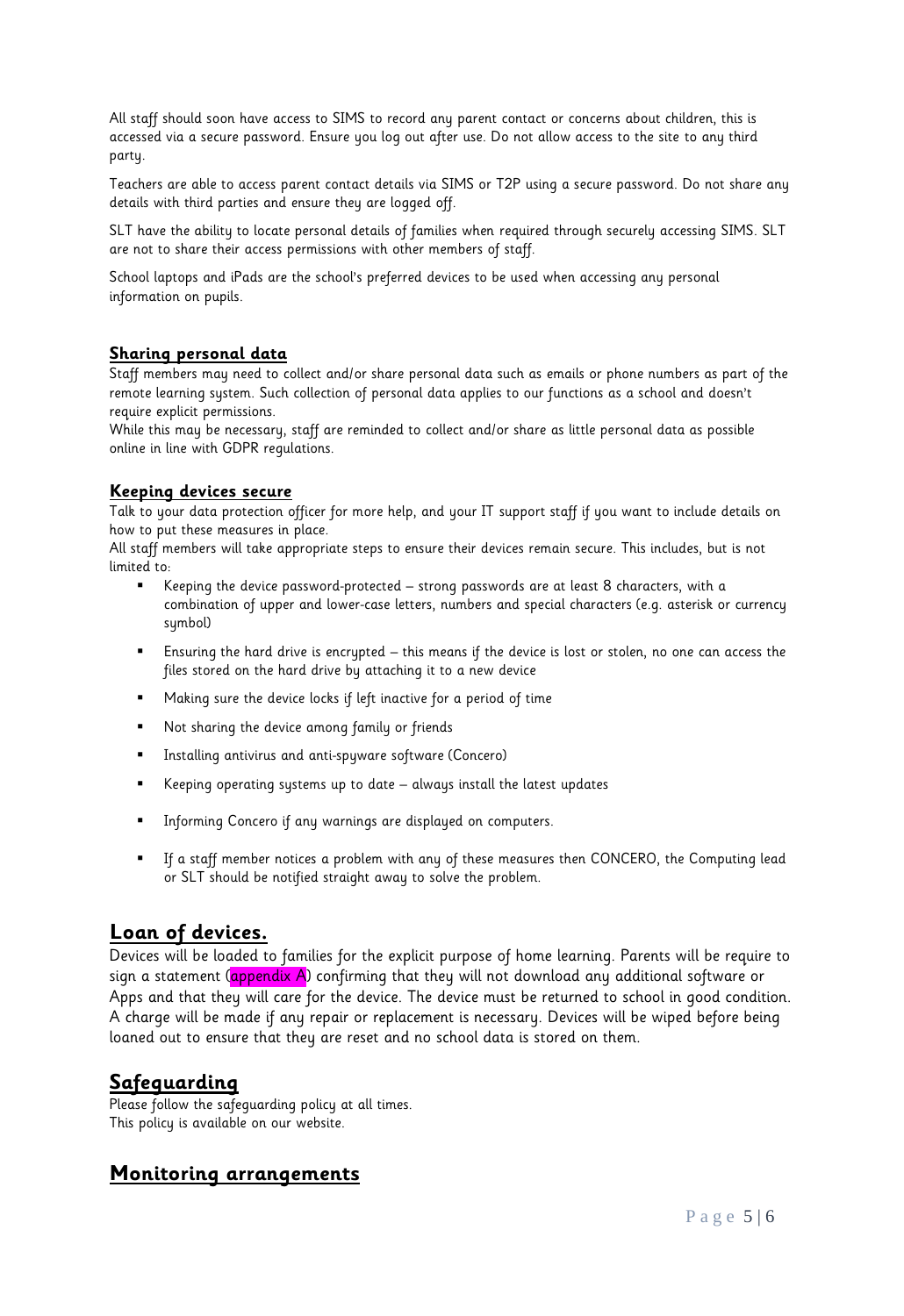All staff should soon have access to SIMS to record any parent contact or concerns about children, this is accessed via a secure password. Ensure you log out after use. Do not allow access to the site to any third party.

Teachers are able to access parent contact details via SIMS or T2P using a secure password. Do not share any details with third parties and ensure they are logged off.

SLT have the ability to locate personal details of families when required through securely accessing SIMS. SLT are not to share their access permissions with other members of staff.

School laptops and iPads are the school's preferred devices to be used when accessing any personal information on pupils.

### **Sharing personal data**

Staff members may need to collect and/or share personal data such as emails or phone numbers as part of the remote learning system. Such collection of personal data applies to our functions as a school and doesn't require explicit permissions.

While this may be necessary, staff are reminded to collect and/or share as little personal data as possible online in line with GDPR regulations.

### **Keeping devices secure**

Talk to your data protection officer for more help, and your IT support staff if you want to include details on how to put these measures in place.

All staff members will take appropriate steps to ensure their devices remain secure. This includes, but is not limited to:

- Keeping the device password-protected – strong passwords are at least 8 characters, with a combination of upper and lower-case letters, numbers and special characters (e.g. asterisk or currency symbol)
- Ensuring the hard drive is encrypted – this means if the device is lost or stolen, no one can access the files stored on the hard drive by attaching it to a new device
- Making sure the device locks if left inactive for a period of time
- Not sharing the device among family or friends
- Installing antivirus and anti-spyware software (Concero)
- Keeping operating systems up to date – always install the latest updates
- Informing Concero if any warnings are displayed on computers.
- If a staff member notices a problem with any of these measures then CONCERO, the Computing lead or SLT should be notified straight away to solve the problem.

## **Loan of devices.**

Devices will be loaded to families for the explicit purpose of home learning. Parents will be require to sign a statement (appendix A) confirming that they will not download any additional software or Apps and that they will care for the device. The device must be returned to school in good condition. A charge will be made if any repair or replacement is necessary. Devices will be wiped before being loaned out to ensure that they are reset and no school data is stored on them.

## **Safeguarding**

Please follow the safeguarding policy at all times.
This policy is available on our website.

## **Monitoring arrangements**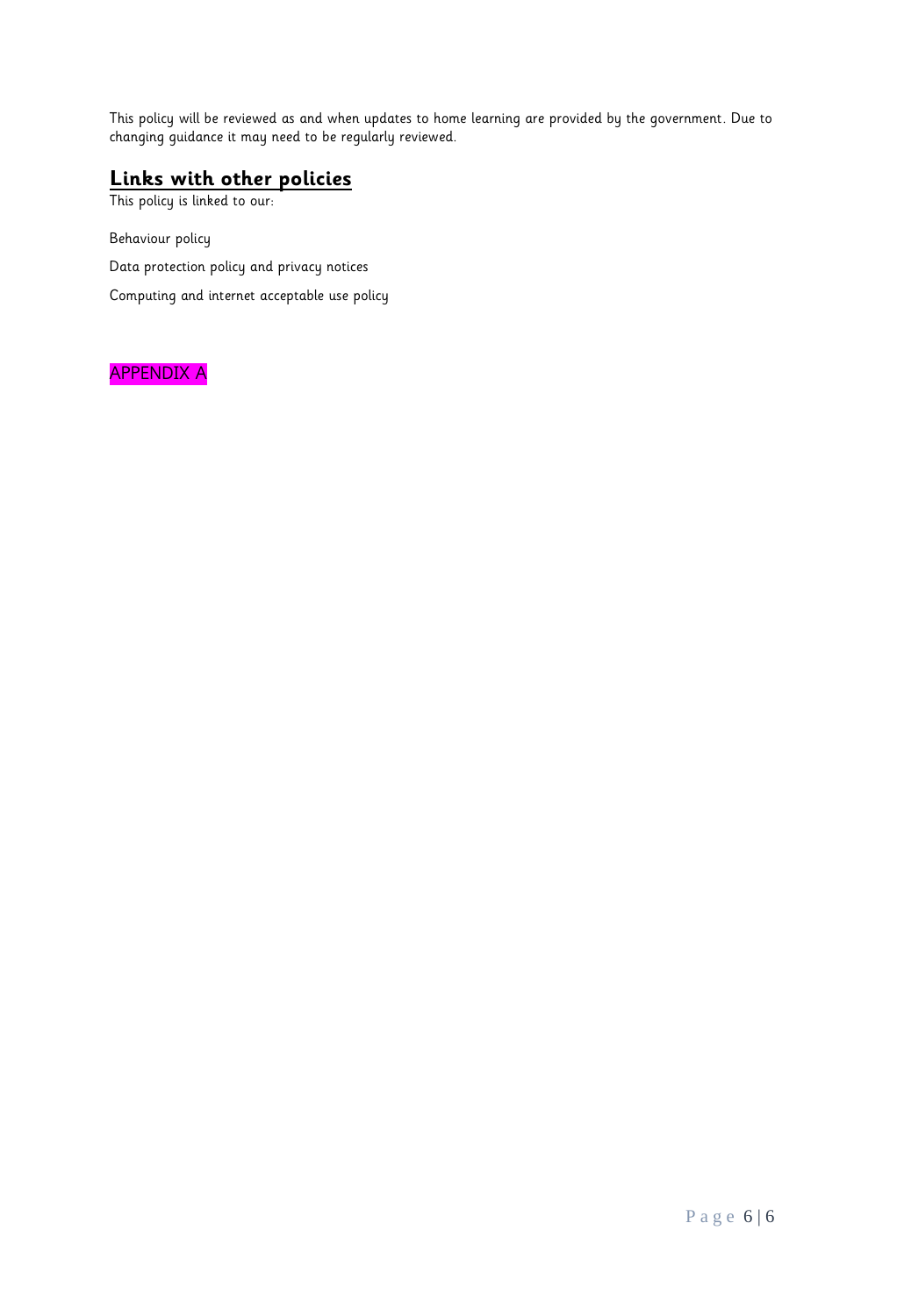This policy will be reviewed as and when updates to home learning are provided by the government. Due to changing guidance it may need to be regularly reviewed.

## Links with other policies

This policy is linked to our:

Behaviour policy

Data protection policy and privacy notices

Computing and internet acceptable use policy

APPENDIX A